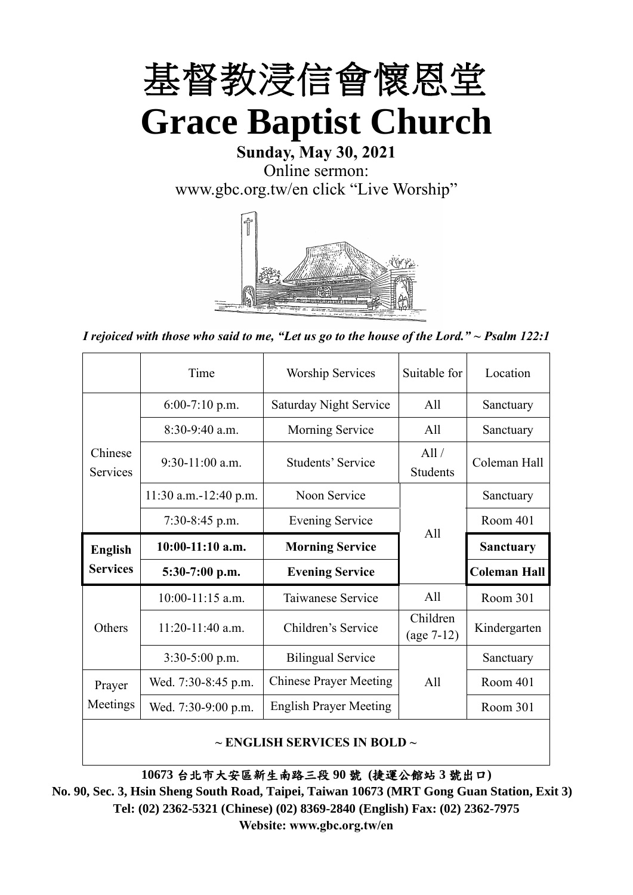# 基督教浸信會懷恩堂

# Grace Baptist Church

**Sunday, May 30, 2021**

Online sermon:

www.gbc.org.tw/en click "Live Worship"

*I rejoiced with those who said to me, "Let us go to the house of the Lord." ~ Psalm 122:1*

| | Time | Worship Services | Suitable for | Location |
|---|---|---|---|---|
| Chinese Services | 6:00-7:10 p.m. | Saturday Night Service | All | Sanctuary |
| | 8:30-9:40 a.m. | Morning Service | All | Sanctuary |
| | 9:30-11:00 a.m. | Students' Service | All / Students | Coleman Hall |
| | 11:30 a.m.-12:40 p.m. | Noon Service | All | Sanctuary |
| | 7:30-8:45 p.m. | Evening Service | All | Room 401 |
| **English Services** | **10:00-11:10 a.m.** | **Morning Service** | All | **Sanctuary** |
| | **5:30-7:00 p.m.** | **Evening Service** | All | **Coleman Hall** |
| Others | 10:00-11:15 a.m. | Taiwanese Service | All | Room 301 |
| | 11:20-11:40 a.m. | Children's Service | Children (age 7-12) | Kindergarten |
| | 3:30-5:00 p.m. | Bilingual Service | All | Sanctuary |
| Prayer Meetings | Wed. 7:30-8:45 p.m. | Chinese Prayer Meeting | All | Room 401 |
| | Wed. 7:30-9:00 p.m. | English Prayer Meeting | All | Room 301 |

**~ ENGLISH SERVICES IN BOLD ~**

**10673 台北市大安區新生南路三段 90 號 (捷運公館站 3 號出口)**

**No. 90, Sec. 3, Hsin Sheng South Road, Taipei, Taiwan 10673 (MRT Gong Guan Station, Exit 3)**

**Tel: (02) 2362-5321 (Chinese) (02) 8369-2840 (English) Fax: (02) 2362-7975**

**Website: www.gbc.org.tw/en**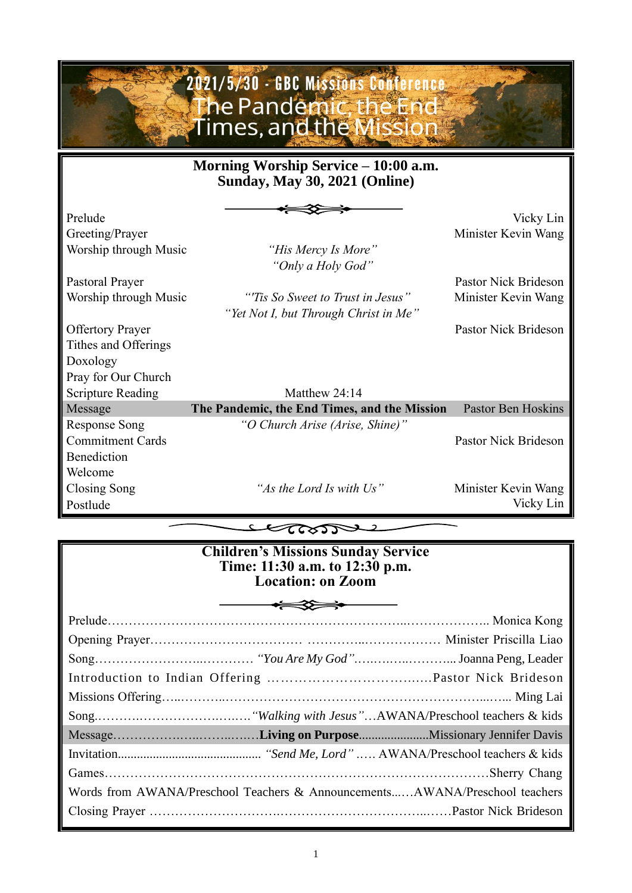# 2021/5/30 - GBC Missions Conference

# The Pandemic, the End Times, and the Mission

## Morning Worship Service – 10:00 a.m.
## Sunday, May 30, 2021 (Online)

| | | |
|---|---|---|
| Prelude | | Vicky Lin |
| Greeting/Prayer | | Minister Kevin Wang |
| Worship through Music | *"His Mercy Is More"* *"Only a Holy God"* | |
| Pastoral Prayer | | Pastor Nick Brideson |
| Worship through Music | *"'Tis So Sweet to Trust in Jesus"* *"Yet Not I, but Through Christ in Me"* | Minister Kevin Wang |
| Offertory Prayer | | Pastor Nick Brideson |
| Tithes and Offerings | | |
| Doxology | | |
| Pray for Our Church | | |
| Scripture Reading | Matthew 24:14 | |
| Message | **The Pandemic, the End Times, and the Mission** | Pastor Ben Hoskins |
| Response Song | *"O Church Arise (Arise, Shine)"* | |
| Commitment Cards | | Pastor Nick Brideson |
| Benediction | | |
| Welcome | | |
| Closing Song | *"As the Lord Is with Us"* | Minister Kevin Wang |
| Postlude | | Vicky Lin |

## Children's Missions Sunday Service
## Time: 11:30 a.m. to 12:30 p.m.
## Location: on Zoom

Prelude……………………………………………………………...……………….. Monica Kong

Opening Prayer……………………………… ………….…..……………… Minister Priscilla Liao

Song………………………...………… *"You Are My God"*….….…..………... Joanna Peng, Leader

Introduction to Indian Offering ……….………………………..……Pastor Nick Brideson

Missions Offering…...………..……………………………………………………...….. Ming Lai

Song.……….…………………..….…*"Walking with Jesus"*…AWANA/Preschool teachers & kids

Message……………….…..……...……**Living on Purpose**......................Missionary Jennifer Davis

Invitation............................................ *"Send Me, Lord"* ….. AWANA/Preschool teachers & kids

Games……………………………………………………………………………Sherry Chang

Words from AWANA/Preschool Teachers & Announcements...….AWANA/Preschool teachers

Closing Prayer ………………………….………………………….…...……Pastor Nick Brideson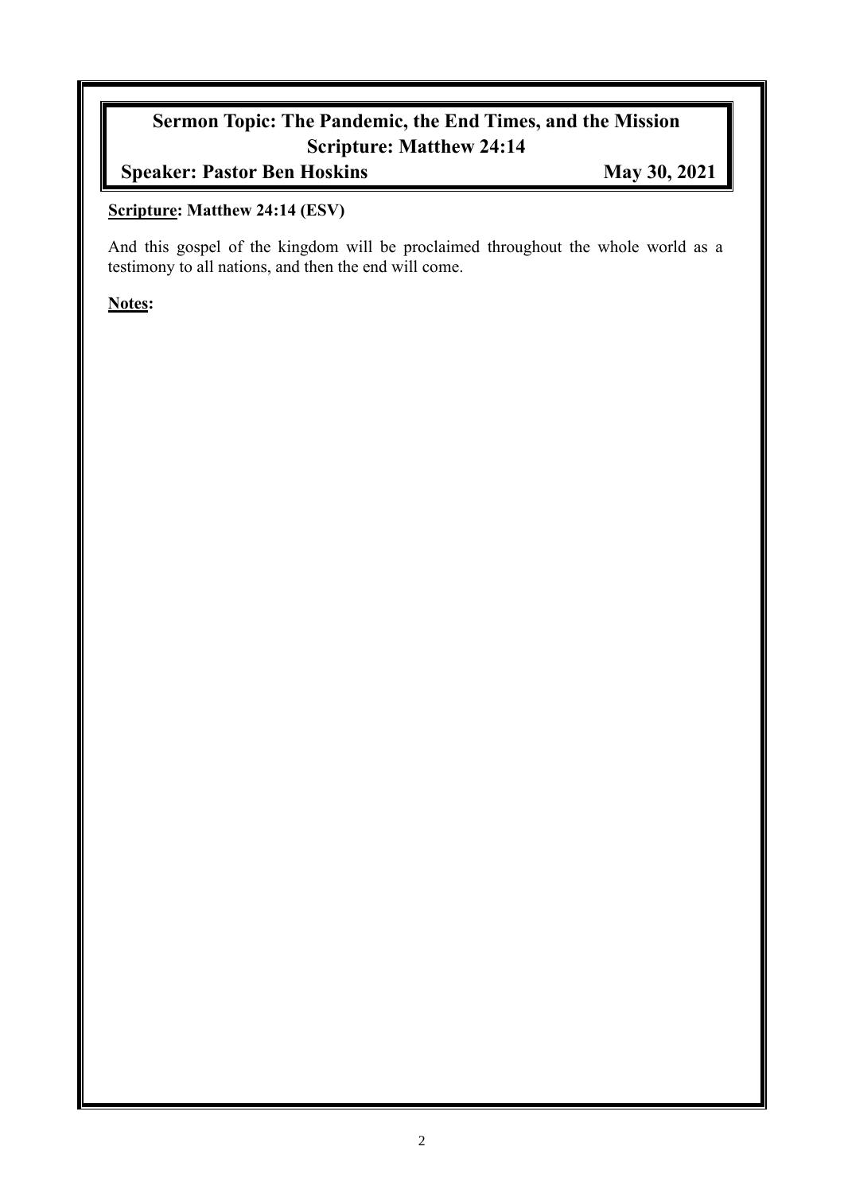# Sermon Topic: The Pandemic, the End Times, and the Mission

## Scripture: Matthew 24:14

**Speaker: Pastor Ben Hoskins** **May 30, 2021**

**Scripture: Matthew 24:14 (ESV)**

And this gospel of the kingdom will be proclaimed throughout the whole world as a testimony to all nations, and then the end will come.

**Notes:**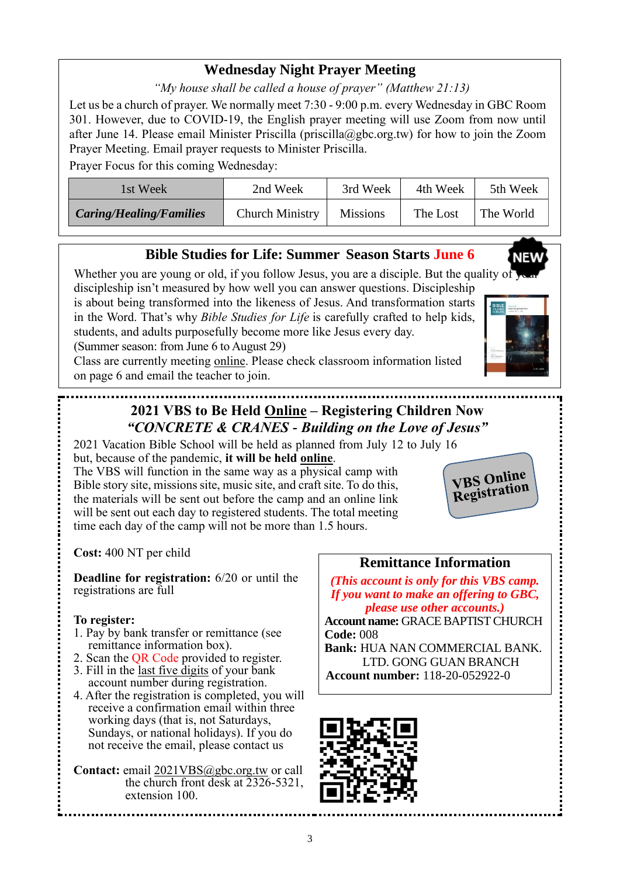## Wednesday Night Prayer Meeting

*"My house shall be called a house of prayer" (Matthew 21:13)*

Let us be a church of prayer. We normally meet 7:30 - 9:00 p.m. every Wednesday in GBC Room 301. However, due to COVID-19, the English prayer meeting will use Zoom from now until after June 14. Please email Minister Priscilla (priscilla@gbc.org.tw) for how to join the Zoom Prayer Meeting. Email prayer requests to Minister Priscilla.

Prayer Focus for this coming Wednesday:

| 1st Week | 2nd Week | 3rd Week | 4th Week | 5th Week |
|---|---|---|---|---|
| ***Caring/Healing/Families*** | Church Ministry | Missions | The Lost | The World |

## Bible Studies for Life: Summer Season Starts June 6

NEW

Whether you are young or old, if you follow Jesus, you are a disciple. But the quality of your discipleship isn't measured by how well you can answer questions. Discipleship is about being transformed into the likeness of Jesus. And transformation starts in the Word. That's why *Bible Studies for Life* is carefully crafted to help kids, students, and adults purposefully become more like Jesus every day.

(Summer season: from June 6 to August 29)

Class are currently meeting online. Please check classroom information listed on page 6 and email the teacher to join.

## 2021 VBS to Be Held Online – Registering Children Now

### *"CONCRETE & CRANES - Building on the Love of Jesus"*

2021 Vacation Bible School will be held as planned from July 12 to July 16 but, because of the pandemic, **it will be held online**.

The VBS will function in the same way as a physical camp with Bible story site, missions site, music site, and craft site. To do this, the materials will be sent out before the camp and an online link will be sent out each day to registered students. The total meeting time each day of the camp will not be more than 1.5 hours.

VBS Online Registration

**Cost:** 400 NT per child

**Deadline for registration:** 6/20 or until the registrations are full

**To register:**

1. Pay by bank transfer or remittance (see remittance information box).
2. Scan the QR Code provided to register.
3. Fill in the last five digits of your bank account number during registration.
4. After the registration is completed, you will receive a confirmation email within three working days (that is, not Saturdays, Sundays, or national holidays). If you do not receive the email, please contact us

**Contact:** email 2021VBS@gbc.org.tw or call the church front desk at 2326-5321, extension 100.

### Remittance Information

***(This account is only for this VBS camp. If you want to make an offering to GBC, please use other accounts.)***

**Account name:** GRACE BAPTIST CHURCH
**Code:** 008
**Bank:** HUA NAN COMMERCIAL BANK. LTD. GONG GUAN BRANCH
**Account number:** 118-20-052922-0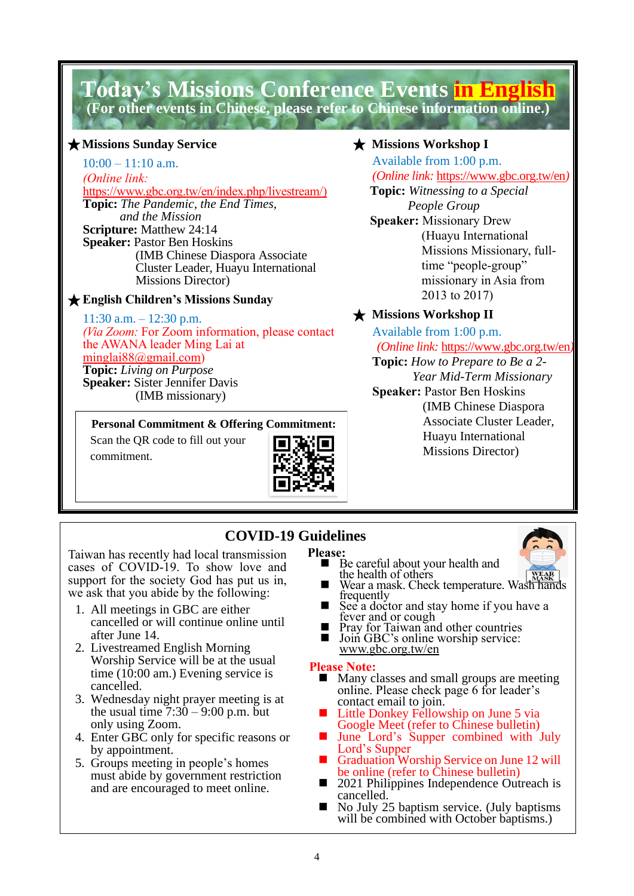# Today's Missions Conference Events in English

**(For other events in Chinese, please refer to Chinese information online.)**

### ★ Missions Sunday Service

10:00 – 11:10 a.m.

*(Online link:* https://www.gbc.org.tw/en/index.php/livestream/)

**Topic:** *The Pandemic, the End Times, and the Mission*

**Scripture:** Matthew 24:14

**Speaker:** Pastor Ben Hoskins (IMB Chinese Diaspora Associate Cluster Leader, Huayu International Missions Director)

### ★ English Children's Missions Sunday

11:30 a.m. – 12:30 p.m.

*(Via Zoom:* For Zoom information, please contact the AWANA leader Ming Lai at minglai88@gmail.com)

**Topic:** *Living on Purpose*

**Speaker:** Sister Jennifer Davis (IMB missionary)

**Personal Commitment & Offering Commitment:**

Scan the QR code to fill out your commitment.

### ★ Missions Workshop I

Available from 1:00 p.m.

*(Online link:* https://www.gbc.org.tw/en)

**Topic:** *Witnessing to a Special People Group*

**Speaker:** Missionary Drew (Huayu International Missions Missionary, full-time "people-group" missionary in Asia from 2013 to 2017)

### ★ Missions Workshop II

Available from 1:00 p.m.

*(Online link:* https://www.gbc.org.tw/en)

**Topic:** *How to Prepare to Be a 2-Year Mid-Term Missionary*

**Speaker:** Pastor Ben Hoskins (IMB Chinese Diaspora Associate Cluster Leader, Huayu International Missions Director)

## COVID-19 Guidelines

Taiwan has recently had local transmission cases of COVID-19. To show love and support for the society God has put us in, we ask that you abide by the following:

1. All meetings in GBC are either cancelled or will continue online until after June 14.
2. Livestreamed English Morning Worship Service will be at the usual time (10:00 am.) Evening service is cancelled.
3. Wednesday night prayer meeting is at the usual time 7:30 – 9:00 p.m. but only using Zoom.
4. Enter GBC only for specific reasons or by appointment.
5. Groups meeting in people's homes must abide by government restriction and are encouraged to meet online.

**Please:**

- Be careful about your health and the health of others
- Wear a mask. Check temperature. Wash hands frequently
- See a doctor and stay home if you have a fever and or cough
- Pray for Taiwan and other countries
- Join GBC's online worship service: www.gbc.org.tw/en

**Please Note:**

- Many classes and small groups are meeting online. Please check page 6 for leader's contact email to join.
- Little Donkey Fellowship on June 5 via Google Meet (refer to Chinese bulletin)
- June Lord's Supper combined with July Lord's Supper
- Graduation Worship Service on June 12 will be online (refer to Chinese bulletin)
- 2021 Philippines Independence Outreach is cancelled.
- No July 25 baptism service. (July baptisms will be combined with October baptisms.)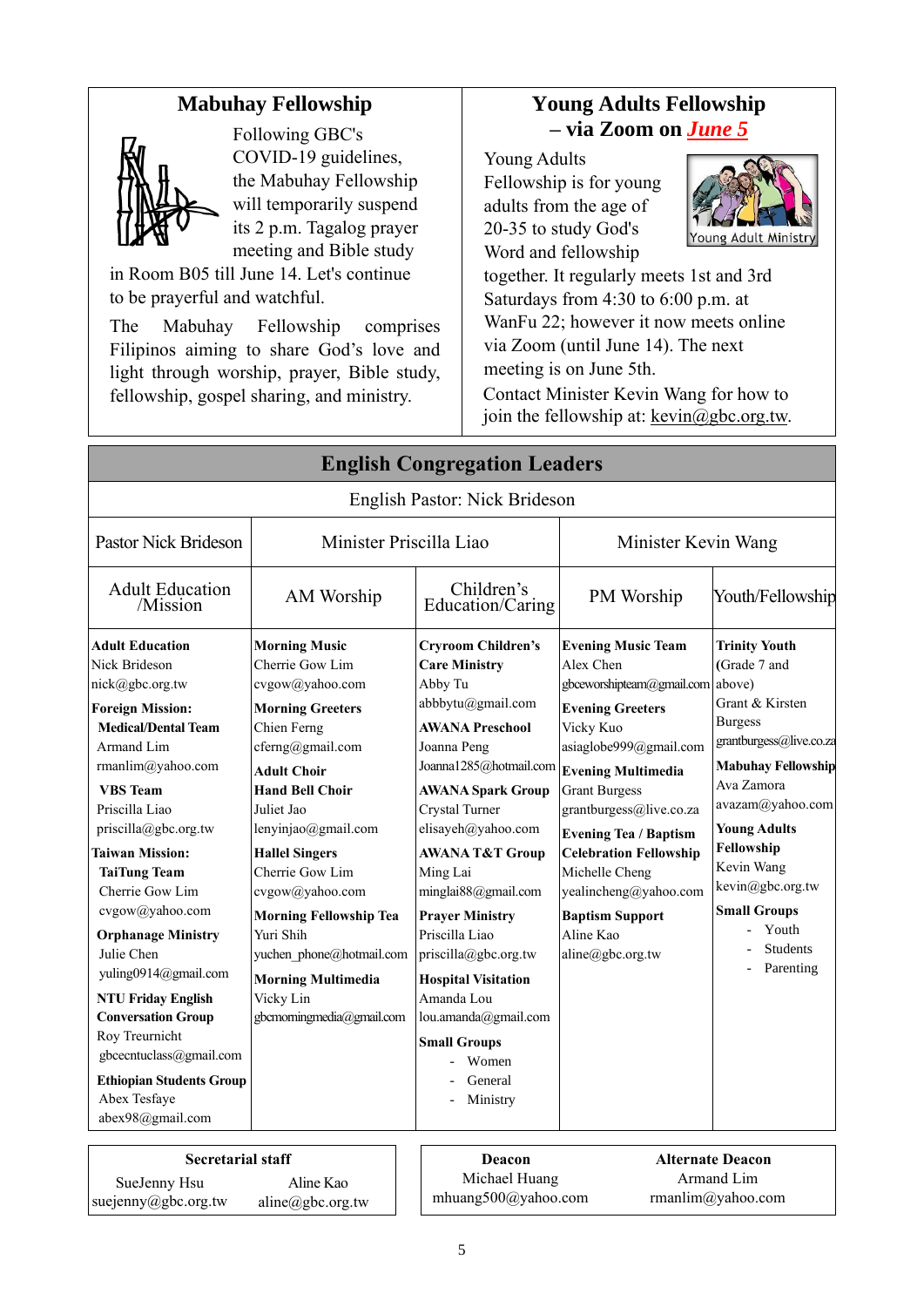## Mabuhay Fellowship

Following GBC's COVID-19 guidelines, the Mabuhay Fellowship will temporarily suspend its 2 p.m. Tagalog prayer meeting and Bible study in Room B05 till June 14. Let's continue to be prayerful and watchful.

The Mabuhay Fellowship comprises Filipinos aiming to share God's love and light through worship, prayer, Bible study, fellowship, gospel sharing, and ministry.

## Young Adults Fellowship – via Zoom on *June 5*

Young Adults Fellowship is for young adults from the age of 20-35 to study God's Word and fellowship together. It regularly meets 1st and 3rd Saturdays from 4:30 to 6:00 p.m. at WanFu 22; however it now meets online via Zoom (until June 14). The next meeting is on June 5th.

Contact Minister Kevin Wang for how to join the fellowship at: kevin@gbc.org.tw.

## English Congregation Leaders

English Pastor: Nick Brideson

| Pastor Nick Brideson | Minister Priscilla Liao | | Minister Kevin Wang | |
|---|---|---|---|---|
| Adult Education /Mission | AM Worship | Children's Education/Caring | PM Worship | Youth/Fellowship |
| **Adult Education**<br>Nick Brideson<br>nick@gbc.org.tw<br>**Foreign Mission:**<br>**Medical/Dental Team**<br>Armand Lim<br>rmanlim@yahoo.com<br>**VBS Team**<br>Priscilla Liao<br>priscilla@gbc.org.tw<br>**Taiwan Mission:**<br>**TaiTung Team**<br>Cherrie Gow Lim<br>cvgow@yahoo.com<br>**Orphanage Ministry**<br>Julie Chen<br>yuling0914@gmail.com<br>**NTU Friday English Conversation Group**<br>Roy Treurnicht<br>gbcecntuclass@gmail.com<br>**Ethiopian Students Group**<br>Abex Tesfaye<br>abex98@gmail.com | **Morning Music**<br>Cherrie Gow Lim<br>cvgow@yahoo.com<br>**Morning Greeters**<br>Chien Ferng<br>cferng@gmail.com<br>**Adult Choir**<br>**Hand Bell Choir**<br>Juliet Jao<br>lenyinjao@gmail.com<br>**Hallel Singers**<br>Cherrie Gow Lim<br>cvgow@yahoo.com<br>**Morning Fellowship Tea**<br>Yuri Shih<br>yuchen_phone@hotmail.com<br>**Morning Multimedia**<br>Vicky Lin<br>gbcmorningmedia@gmail.com | **Cryroom Children's Care Ministry**<br>Abby Tu<br>abbbytu@gmail.com<br>**AWANA Preschool**<br>Joanna Peng<br>Joanna1285@hotmail.com<br>**AWANA Spark Group**<br>Crystal Turner<br>elisayeh@yahoo.com<br>**AWANA T&T Group**<br>Ming Lai<br>minglai88@gmail.com<br>**Prayer Ministry**<br>Priscilla Liao<br>priscilla@gbc.org.tw<br>**Hospital Visitation**<br>Amanda Lou<br>lou.amanda@gmail.com<br>**Small Groups**<br>- Women<br>- General<br>- Ministry | **Evening Music Team**<br>Alex Chen<br>gbceworshipteam@gmail.com<br>**Evening Greeters**<br>Vicky Kuo<br>asiaglobe999@gmail.com<br>**Evening Multimedia**<br>Grant Burgess<br>grantburgess@live.co.za<br>**Evening Tea / Baptism Celebration Fellowship**<br>Michelle Cheng<br>yealincheng@yahoo.com<br>**Baptism Support**<br>Aline Kao<br>aline@gbc.org.tw | **Trinity Youth** (Grade 7 and above)<br>Grant & Kirsten Burgess<br>grantburgess@live.co.za<br>**Mabuhay Fellowship**<br>Ava Zamora<br>avazam@yahoo.com<br>**Young Adults Fellowship**<br>Kevin Wang<br>kevin@gbc.org.tw<br>**Small Groups**<br>- Youth<br>- Students<br>- Parenting |

| Secretarial staff | |
|---|---|
| SueJenny Hsu<br>suejenny@gbc.org.tw | Aline Kao<br>aline@gbc.org.tw |

| Deacon | Alternate Deacon |
|---|---|
| Michael Huang<br>mhuang500@yahoo.com | Armand Lim<br>rmanlim@yahoo.com |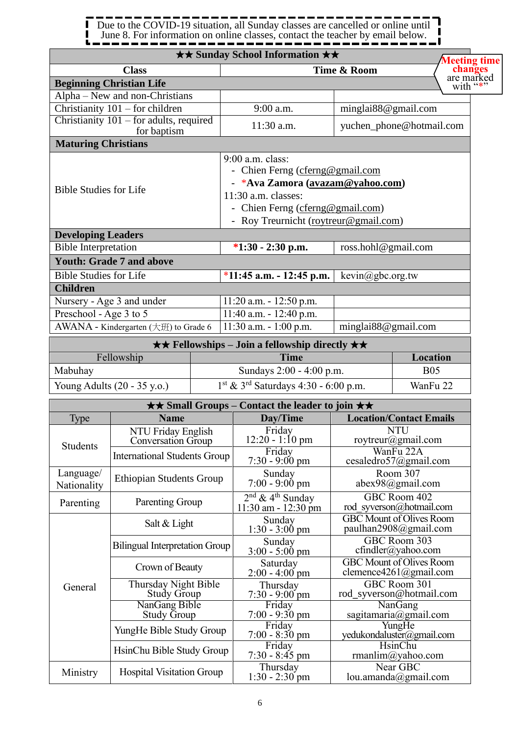Due to the COVID-19 situation, all Sunday classes are cancelled or online until June 8. For information on online classes, contact the teacher by email below.

**Meeting time changes** are marked with "*"

| ★★ Sunday School Information ★★ | | |
|---|---|---|
| **Class** | **Time & Room** | |
| **Beginning Christian Life** | | |
| Alpha – New and non-Christians | | |
| Christianity 101 – for children | 9:00 a.m. | minglai88@gmail.com |
| Christianity 101 – for adults, required for baptism | 11:30 a.m. | yuchen_phone@hotmail.com |
| **Maturing Christians** | | |
| Bible Studies for Life | 9:00 a.m. class: - Chien Ferng (cferng@gmail.com - ***Ava Zamora (avazam@yahoo.com)** 11:30 a.m. classes: - Chien Ferng (cferng@gmail.com) - Roy Treurnicht (roytreur@gmail.com) | |
| **Developing Leaders** | | |
| Bible Interpretation | ***1:30 - 2:30 p.m.** | ross.hohl@gmail.com |
| **Youth: Grade 7 and above** | | |
| Bible Studies for Life | ***11:45 a.m. - 12:45 p.m.** | kevin@gbc.org.tw |
| **Children** | | |
| Nursery - Age 3 and under | 11:20 a.m. - 12:50 p.m. | |
| Preschool - Age 3 to 5 | 11:40 a.m. - 12:40 p.m. | |
| AWANA - Kindergarten (大班) to Grade 6 | 11:30 a.m. - 1:00 p.m. | minglai88@gmail.com |

| ★★ Fellowships – Join a fellowship directly ★★ | | |
|---|---|---|
| Fellowship | **Time** | **Location** |
| Mabuhay | Sundays 2:00 - 4:00 p.m. | B05 |
| Young Adults (20 - 35 y.o.) | 1st & 3rd Saturdays 4:30 - 6:00 p.m. | WanFu 22 |

| ★★ Small Groups – Contact the leader to join ★★ | | | |
|---|---|---|---|
| Type | **Name** | **Day/Time** | **Location/Contact Emails** |
| Students | NTU Friday English Conversation Group | Friday 12:20 - 1:10 pm | NTU roytreur@gmail.com |
| | International Students Group | Friday 7:30 - 9:00 pm | WanFu 22A cesaledro57@gmail.com |
| Language/ Nationality | Ethiopian Students Group | Sunday 7:00 - 9:00 pm | Room 307 abex98@gmail.com |
| Parenting | Parenting Group | 2nd & 4th Sunday 11:30 am - 12:30 pm | GBC Room 402 rod_syverson@hotmail.com |
| General | Salt & Light | Sunday 1:30 - 3:00 pm | GBC Mount of Olives Room paulhan2908@gmail.com |
| | Bilingual Interpretation Group | Sunday 3:00 - 5:00 pm | GBC Room 303 cfindler@yahoo.com |
| | Crown of Beauty | Saturday 2:00 - 4:00 pm | GBC Mount of Olives Room clemence4261@gmail.com |
| | Thursday Night Bible Study Group | Thursday 7:30 - 9:00 pm | GBC Room 301 rod_syverson@hotmail.com |
| | NanGang Bible Study Group | Friday 7:00 - 9:30 pm | NanGang sagitamaria@gmail.com |
| | YungHe Bible Study Group | Friday 7:00 - 8:30 pm | YungHe yedukondaluster@gmail.com |
| | HsinChu Bible Study Group | Friday 7:30 - 8:45 pm | HsinChu rmanlim@yahoo.com |
| Ministry | Hospital Visitation Group | Thursday 1:30 - 2:30 pm | Near GBC lou.amanda@gmail.com |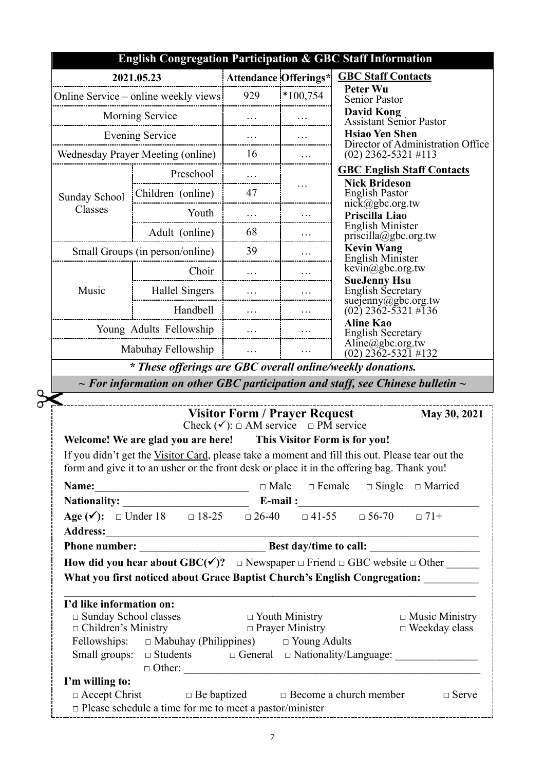## English Congregation Participation & GBC Staff Information

| 2021.05.23 | | Attendance | Offerings* |
|---|---|---|---|
| Online Service – online weekly views | | 929 | *100,754 |
| Morning Service | | … | … |
| Evening Service | | … | … |
| Wednesday Prayer Meeting (online) | | 16 | … |
| Sunday School Classes | Preschool | … | … |
| | Children (online) | 47 | |
| | Youth | … | … |
| | Adult (online) | 68 | … |
| Small Groups (in person/online) | | 39 | … |
| Music | Choir | … | … |
| | Hallel Singers | … | … |
| | Handbell | … | … |
| Young Adults Fellowship | | … | … |
| Mabuhay Fellowship | | … | … |

**GBC Staff Contacts**

**Peter Wu**
Senior Pastor

**David Kong**
Assistant Senior Pastor

**Hsiao Yen Shen**
Director of Administration Office
(02) 2362-5321 #113

**GBC English Staff Contacts**

**Nick Brideson**
English Pastor
nick@gbc.org.tw

**Priscilla Liao**
English Minister
priscilla@gbc.org.tw

**Kevin Wang**
English Minister
kevin@gbc.org.tw

**SueJenny Hsu**
English Secretary
suejenny@gbc.org.tw
(02) 2362-5321 #136

**Aline Kao**
English Secretary
Aline@gbc.org.tw
(02) 2362-5321 #132

***\* These offerings are GBC overall online/weekly donations.***

***~ For information on other GBC participation and staff, see Chinese bulletin ~***

---

### Visitor Form / Prayer Request

**May 30, 2021**

Check (✓): □ AM service □ PM service

**Welcome! We are glad you are here! This Visitor Form is for you!**

If you didn't get the Visitor Card, please take a moment and fill this out. Please tear out the form and give it to an usher or the front desk or place it in the offering bag. Thank you!

**Name:**____________________________ □ Male □ Female □ Single □ Married

**Nationality:** ________________________ **E-mail :**________________________________

**Age (✓):** □ Under 18 □ 18-25 □ 26-40 □ 41-55 □ 56-70 □ 71+

**Address:**_____________________________________________________________________

**Phone number:** _______________________ **Best day/time to call:** ____________________

**How did you hear about GBC(✓)?** □ Newspaper □ Friend □ GBC website □ Other ______

**What you first noticed about Grace Baptist Church's English Congregation:** __________

_____________________________________________________________________________

**I'd like information on:**

□ Sunday School classes □ Youth Ministry □ Music Ministry
□ Children's Ministry □ Prayer Ministry □ Weekday class

Fellowships: □ Mabuhay (Philippines) □ Young Adults

Small groups: □ Students □ General □ Nationality/Language: _______________
□ Other: ________________________________________________________

**I'm willing to:**

□ Accept Christ □ Be baptized □ Become a church member □ Serve
□ Please schedule a time for me to meet a pastor/minister